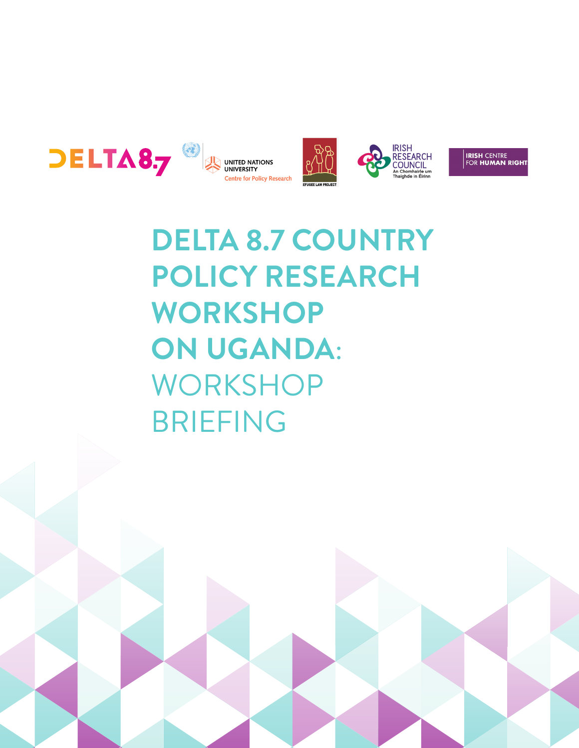# DELTA 8.7 COUNTRY POLICY RESEARCH WORKSHOP ON UGANDA: WORKSHOP BRIEFING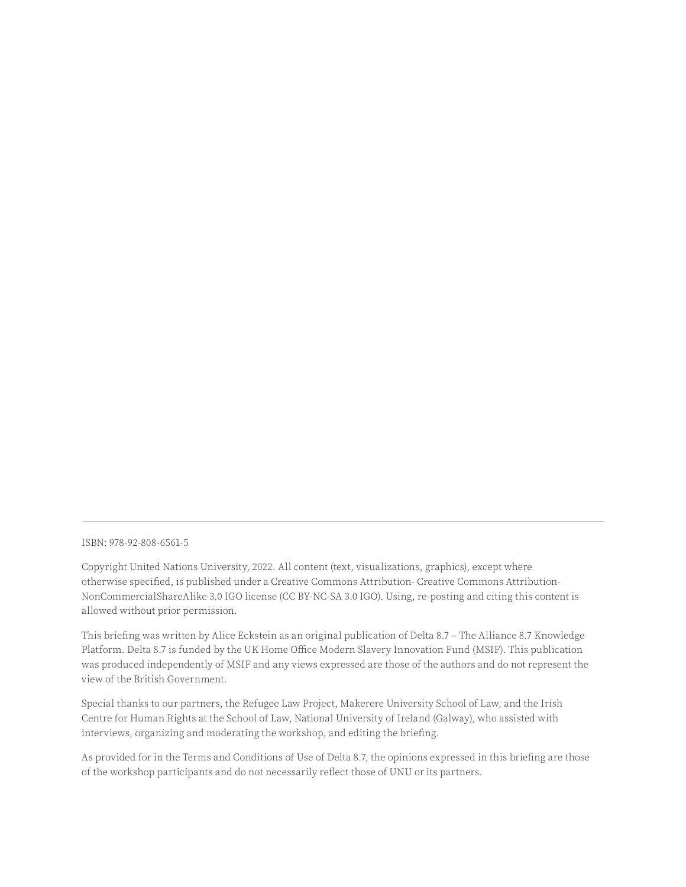ISBN: 978-92-808-6561-5

Copyright United Nations University, 2022. All content (text, visualizations, graphics), except where otherwise specified, is published under a Creative Commons Attribution- Creative Commons Attribution-NonCommercialShareAlike 3.0 IGO license (CC BY-NC-SA 3.0 IGO). Using, re-posting and citing this content is allowed without prior permission.

This briefing was written by Alice Eckstein as an original publication of Delta 8.7 – The Alliance 8.7 Knowledge Platform. Delta 8.7 is funded by the UK Home Office Modern Slavery Innovation Fund (MSIF). This publication was produced independently of MSIF and any views expressed are those of the authors and do not represent the view of the British Government.

Special thanks to our partners, the Refugee Law Project, Makerere University School of Law, and the Irish Centre for Human Rights at the School of Law, National University of Ireland (Galway), who assisted with interviews, organizing and moderating the workshop, and editing the briefing.

As provided for in the Terms and Conditions of Use of Delta 8.7, the opinions expressed in this briefing are those of the workshop participants and do not necessarily reflect those of UNU or its partners.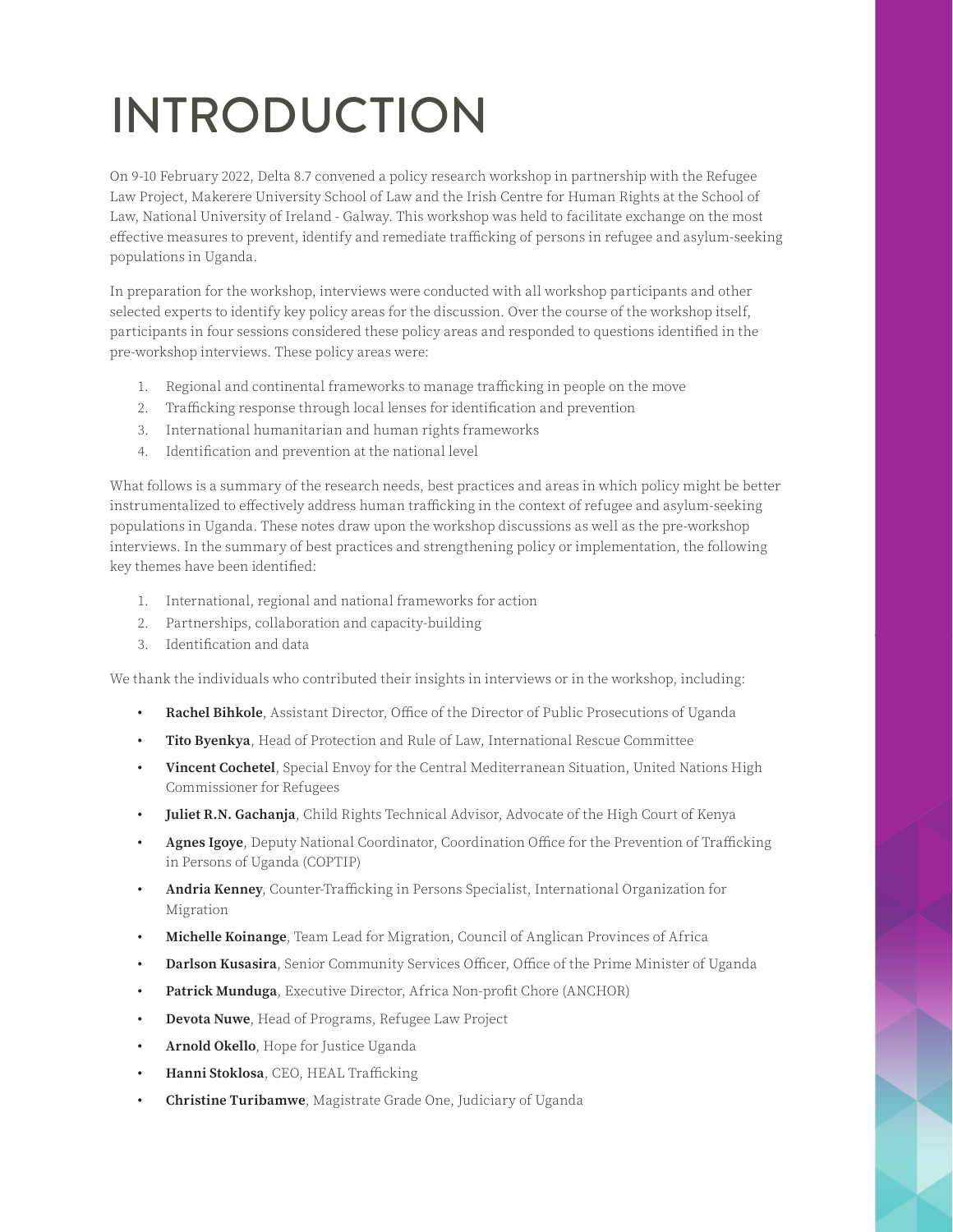# INTRODUCTION

On 9-10 February 2022, Delta 8.7 convened a policy research workshop in partnership with the Refugee Law Project, Makerere University School of Law and the Irish Centre for Human Rights at the School of Law, National University of Ireland - Galway. This workshop was held to facilitate exchange on the most effective measures to prevent, identify and remediate trafficking of persons in refugee and asylum-seeking populations in Uganda.

In preparation for the workshop, interviews were conducted with all workshop participants and other selected experts to identify key policy areas for the discussion. Over the course of the workshop itself, participants in four sessions considered these policy areas and responded to questions identified in the pre-workshop interviews. These policy areas were:

1. Regional and continental frameworks to manage trafficking in people on the move
2. Trafficking response through local lenses for identification and prevention
3. International humanitarian and human rights frameworks
4. Identification and prevention at the national level

What follows is a summary of the research needs, best practices and areas in which policy might be better instrumentalized to effectively address human trafficking in the context of refugee and asylum-seeking populations in Uganda. These notes draw upon the workshop discussions as well as the pre-workshop interviews. In the summary of best practices and strengthening policy or implementation, the following key themes have been identified:

1. International, regional and national frameworks for action
2. Partnerships, collaboration and capacity-building
3. Identification and data

We thank the individuals who contributed their insights in interviews or in the workshop, including:

- **Rachel Bihkole**, Assistant Director, Office of the Director of Public Prosecutions of Uganda
- **Tito Byenkya**, Head of Protection and Rule of Law, International Rescue Committee
- **Vincent Cochetel**, Special Envoy for the Central Mediterranean Situation, United Nations High Commissioner for Refugees
- **Juliet R.N. Gachanja**, Child Rights Technical Advisor, Advocate of the High Court of Kenya
- **Agnes Igoye**, Deputy National Coordinator, Coordination Office for the Prevention of Trafficking in Persons of Uganda (COPTIP)
- **Andria Kenney**, Counter-Trafficking in Persons Specialist, International Organization for Migration
- **Michelle Koinange**, Team Lead for Migration, Council of Anglican Provinces of Africa
- **Darlson Kusasira**, Senior Community Services Officer, Office of the Prime Minister of Uganda
- **Patrick Munduga**, Executive Director, Africa Non-profit Chore (ANCHOR)
- **Devota Nuwe**, Head of Programs, Refugee Law Project
- **Arnold Okello**, Hope for Justice Uganda
- **Hanni Stoklosa**, CEO, HEAL Trafficking
- **Christine Turibamwe**, Magistrate Grade One, Judiciary of Uganda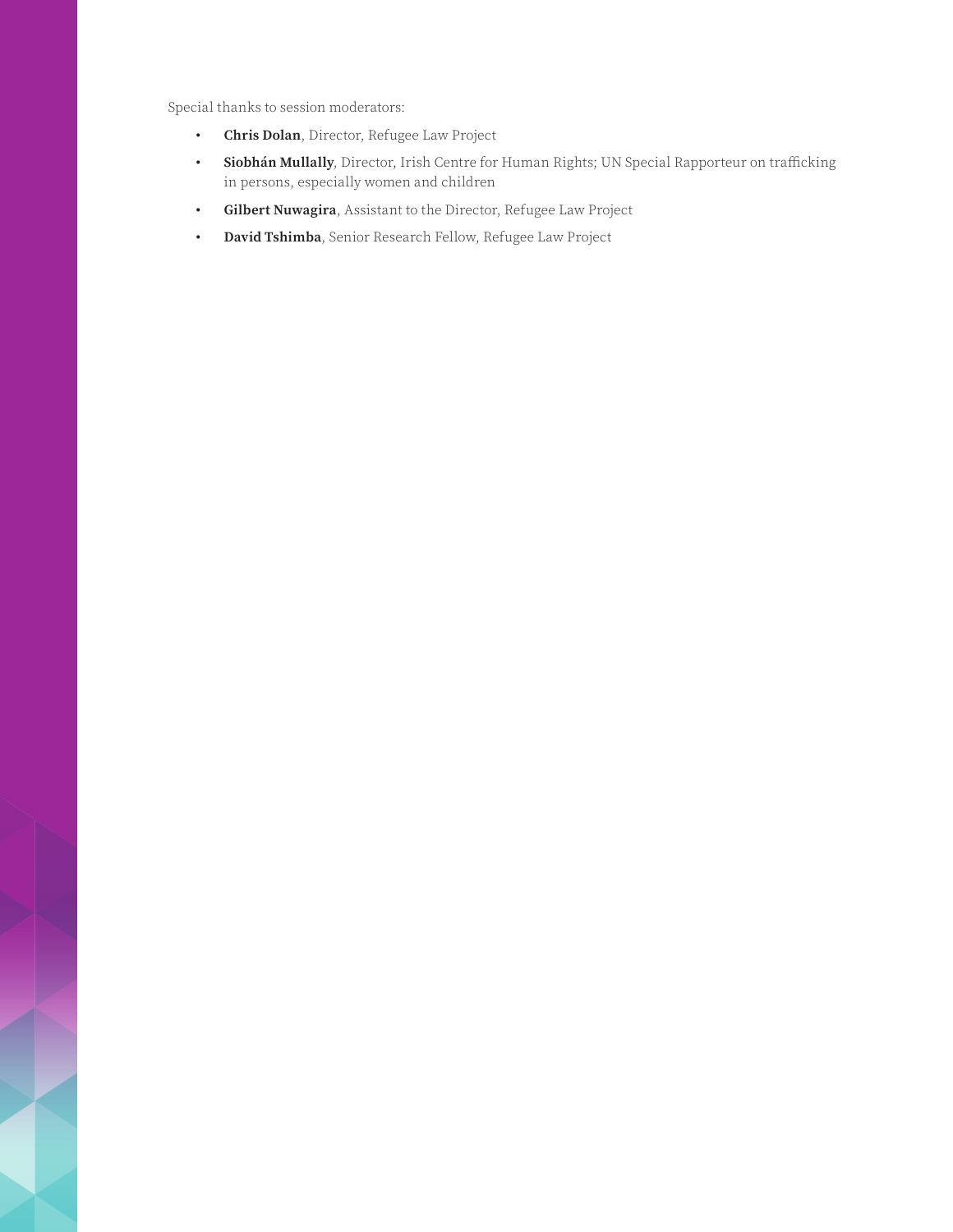Special thanks to session moderators:

- **Chris Dolan**, Director, Refugee Law Project
- **Siobhán Mullally**, Director, Irish Centre for Human Rights; UN Special Rapporteur on trafficking in persons, especially women and children
- **Gilbert Nuwagira**, Assistant to the Director, Refugee Law Project
- **David Tshimba**, Senior Research Fellow, Refugee Law Project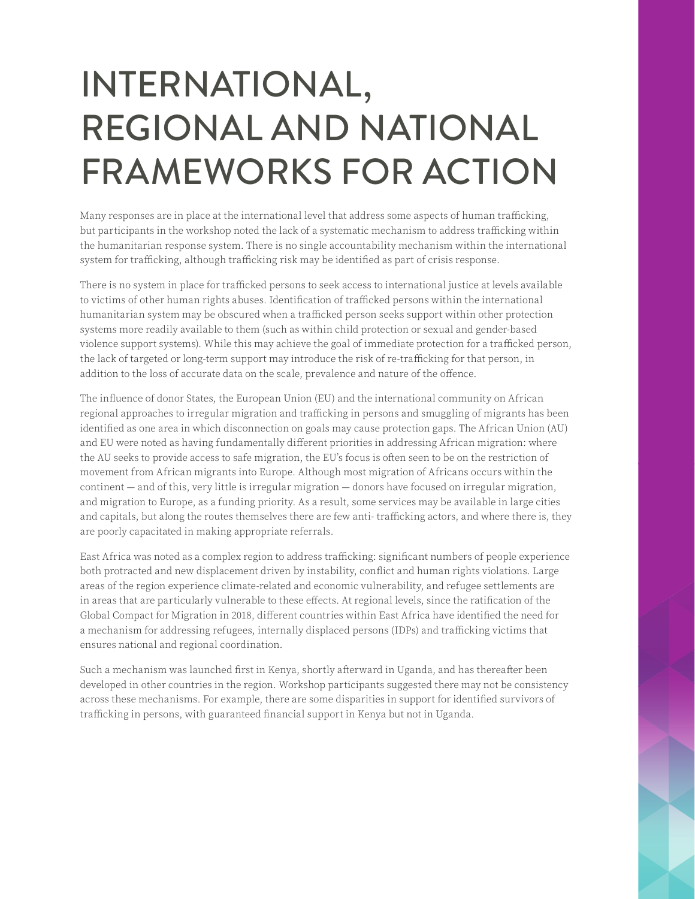# INTERNATIONAL, REGIONAL AND NATIONAL FRAMEWORKS FOR ACTION

Many responses are in place at the international level that address some aspects of human trafficking, but participants in the workshop noted the lack of a systematic mechanism to address trafficking within the humanitarian response system. There is no single accountability mechanism within the international system for trafficking, although trafficking risk may be identified as part of crisis response.

There is no system in place for trafficked persons to seek access to international justice at levels available to victims of other human rights abuses. Identification of trafficked persons within the international humanitarian system may be obscured when a trafficked person seeks support within other protection systems more readily available to them (such as within child protection or sexual and gender-based violence support systems). While this may achieve the goal of immediate protection for a trafficked person, the lack of targeted or long-term support may introduce the risk of re-trafficking for that person, in addition to the loss of accurate data on the scale, prevalence and nature of the offence.

The influence of donor States, the European Union (EU) and the international community on African regional approaches to irregular migration and trafficking in persons and smuggling of migrants has been identified as one area in which disconnection on goals may cause protection gaps. The African Union (AU) and EU were noted as having fundamentally different priorities in addressing African migration: where the AU seeks to provide access to safe migration, the EU's focus is often seen to be on the restriction of movement from African migrants into Europe. Although most migration of Africans occurs within the continent — and of this, very little is irregular migration — donors have focused on irregular migration, and migration to Europe, as a funding priority. As a result, some services may be available in large cities and capitals, but along the routes themselves there are few anti- trafficking actors, and where there is, they are poorly capacitated in making appropriate referrals.

East Africa was noted as a complex region to address trafficking: significant numbers of people experience both protracted and new displacement driven by instability, conflict and human rights violations. Large areas of the region experience climate-related and economic vulnerability, and refugee settlements are in areas that are particularly vulnerable to these effects. At regional levels, since the ratification of the Global Compact for Migration in 2018, different countries within East Africa have identified the need for a mechanism for addressing refugees, internally displaced persons (IDPs) and trafficking victims that ensures national and regional coordination.

Such a mechanism was launched first in Kenya, shortly afterward in Uganda, and has thereafter been developed in other countries in the region. Workshop participants suggested there may not be consistency across these mechanisms. For example, there are some disparities in support for identified survivors of trafficking in persons, with guaranteed financial support in Kenya but not in Uganda.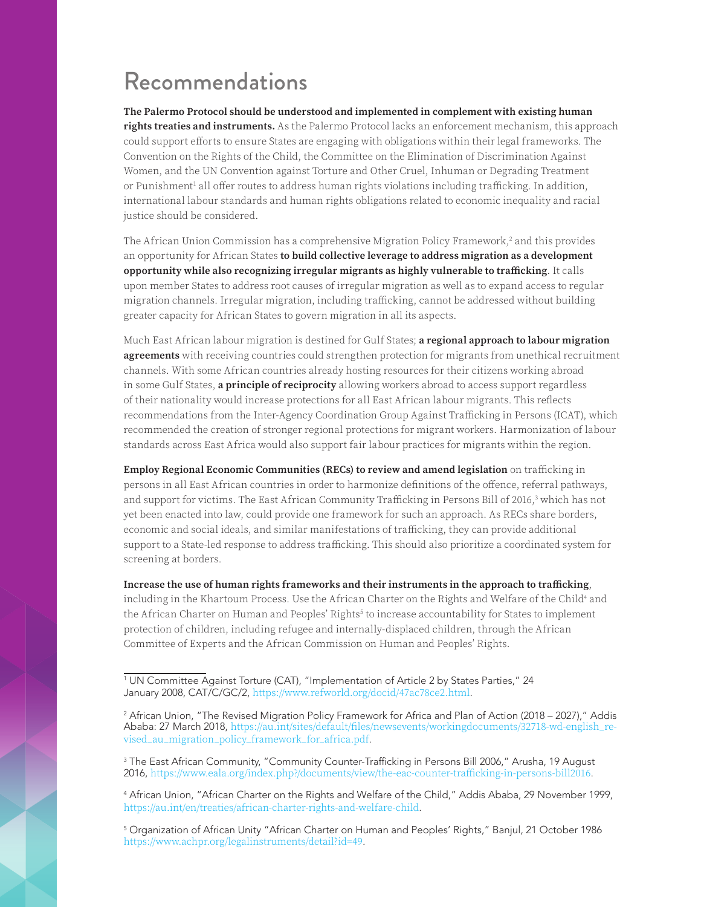# Recommendations

**The Palermo Protocol should be understood and implemented in complement with existing human rights treaties and instruments.** As the Palermo Protocol lacks an enforcement mechanism, this approach could support efforts to ensure States are engaging with obligations within their legal frameworks. The Convention on the Rights of the Child, the Committee on the Elimination of Discrimination Against Women, and the UN Convention against Torture and Other Cruel, Inhuman or Degrading Treatment or Punishment[1] all offer routes to address human rights violations including trafficking. In addition, international labour standards and human rights obligations related to economic inequality and racial justice should be considered.

The African Union Commission has a comprehensive Migration Policy Framework,[2] and this provides an opportunity for African States **to build collective leverage to address migration as a development opportunity while also recognizing irregular migrants as highly vulnerable to trafficking**. It calls upon member States to address root causes of irregular migration as well as to expand access to regular migration channels. Irregular migration, including trafficking, cannot be addressed without building greater capacity for African States to govern migration in all its aspects.

Much East African labour migration is destined for Gulf States; **a regional approach to labour migration agreements** with receiving countries could strengthen protection for migrants from unethical recruitment channels. With some African countries already hosting resources for their citizens working abroad in some Gulf States, **a principle of reciprocity** allowing workers abroad to access support regardless of their nationality would increase protections for all East African labour migrants. This reflects recommendations from the Inter-Agency Coordination Group Against Trafficking in Persons (ICAT), which recommended the creation of stronger regional protections for migrant workers. Harmonization of labour standards across East Africa would also support fair labour practices for migrants within the region.

**Employ Regional Economic Communities (RECs) to review and amend legislation** on trafficking in persons in all East African countries in order to harmonize definitions of the offence, referral pathways, and support for victims. The East African Community Trafficking in Persons Bill of 2016,[3] which has not yet been enacted into law, could provide one framework for such an approach. As RECs share borders, economic and social ideals, and similar manifestations of trafficking, they can provide additional support to a State-led response to address trafficking. This should also prioritize a coordinated system for screening at borders.

**Increase the use of human rights frameworks and their instruments in the approach to trafficking**, including in the Khartoum Process. Use the African Charter on the Rights and Welfare of the Child[4] and the African Charter on Human and Peoples' Rights[5] to increase accountability for States to implement protection of children, including refugee and internally-displaced children, through the African Committee of Experts and the African Commission on Human and Peoples' Rights.

---

[1] UN Committee Against Torture (CAT), "Implementation of Article 2 by States Parties," 24 January 2008, CAT/C/GC/2, https://www.refworld.org/docid/47ac78ce2.html.

[2] African Union, "The Revised Migration Policy Framework for Africa and Plan of Action (2018 – 2027)," Addis Ababa: 27 March 2018, https://au.int/sites/default/files/newsevents/workingdocuments/32718-wd-english_revised_au_migration_policy_framework_for_africa.pdf.

[3] The East African Community, "Community Counter-Trafficking in Persons Bill 2006," Arusha, 19 August 2016, https://www.eala.org/index.php?/documents/view/the-eac-counter-trafficking-in-persons-bill2016.

[4] African Union, "African Charter on the Rights and Welfare of the Child," Addis Ababa, 29 November 1999, https://au.int/en/treaties/african-charter-rights-and-welfare-child.

[5] Organization of African Unity "African Charter on Human and Peoples' Rights," Banjul, 21 October 1986 https://www.achpr.org/legalinstruments/detail?id=49.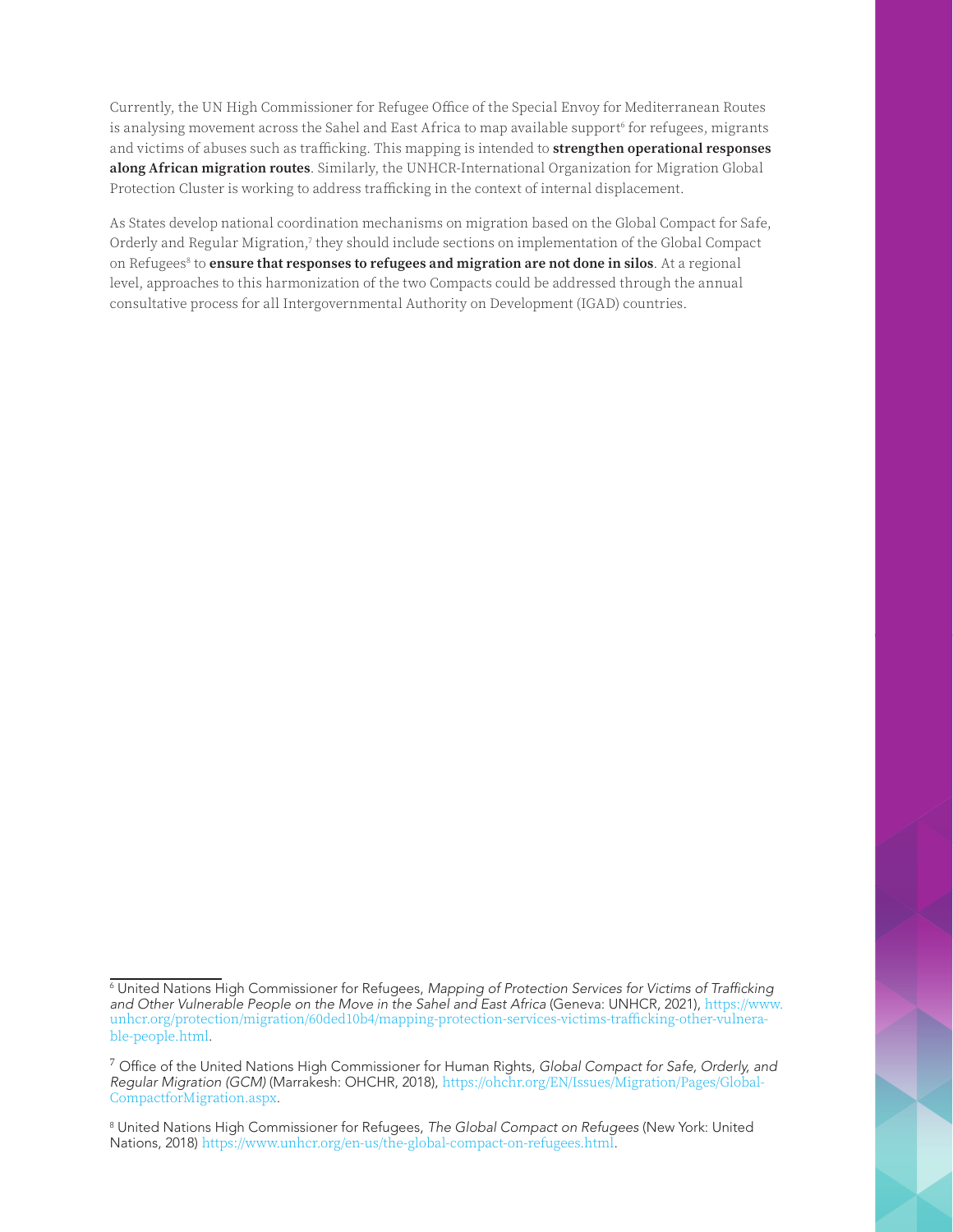Currently, the UN High Commissioner for Refugee Office of the Special Envoy for Mediterranean Routes is analysing movement across the Sahel and East Africa to map available support[6] for refugees, migrants and victims of abuses such as trafficking. This mapping is intended to **strengthen operational responses along African migration routes**. Similarly, the UNHCR-International Organization for Migration Global Protection Cluster is working to address trafficking in the context of internal displacement.

As States develop national coordination mechanisms on migration based on the Global Compact for Safe, Orderly and Regular Migration,[7] they should include sections on implementation of the Global Compact on Refugees[8] to **ensure that responses to refugees and migration are not done in silos**. At a regional level, approaches to this harmonization of the two Compacts could be addressed through the annual consultative process for all Intergovernmental Authority on Development (IGAD) countries.

---

[6] United Nations High Commissioner for Refugees, *Mapping of Protection Services for Victims of Trafficking and Other Vulnerable People on the Move in the Sahel and East Africa* (Geneva: UNHCR, 2021), https://www.unhcr.org/protection/migration/60ded10b4/mapping-protection-services-victims-trafficking-other-vulnerable-people.html.

[7] Office of the United Nations High Commissioner for Human Rights, *Global Compact for Safe, Orderly, and Regular Migration (GCM)* (Marrakesh: OHCHR, 2018), https://ohchr.org/EN/Issues/Migration/Pages/GlobalCompactforMigration.aspx.

[8] United Nations High Commissioner for Refugees, *The Global Compact on Refugees* (New York: United Nations, 2018) https://www.unhcr.org/en-us/the-global-compact-on-refugees.html.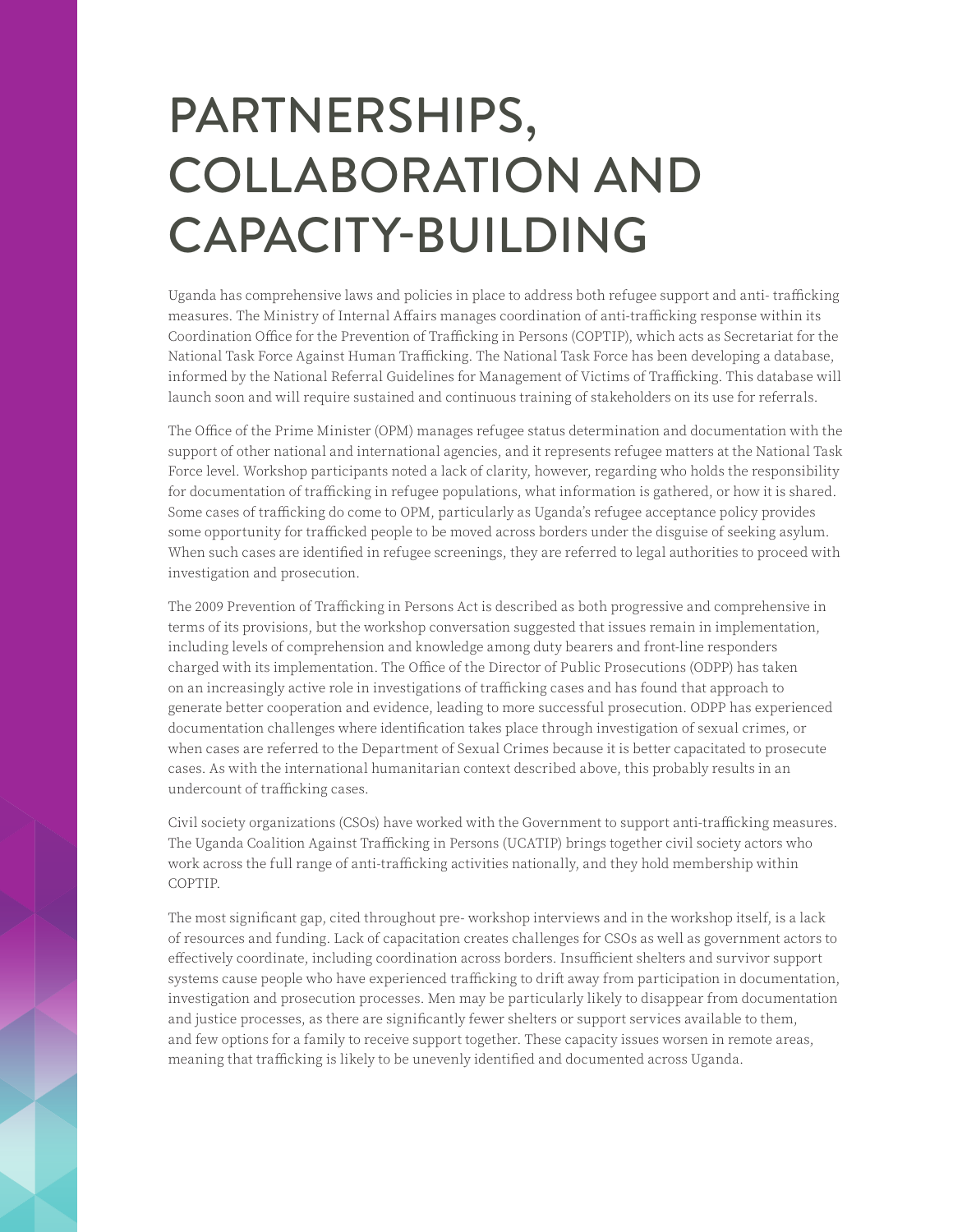# PARTNERSHIPS, COLLABORATION AND CAPACITY-BUILDING

Uganda has comprehensive laws and policies in place to address both refugee support and anti- trafficking measures. The Ministry of Internal Affairs manages coordination of anti-trafficking response within its Coordination Office for the Prevention of Trafficking in Persons (COPTIP), which acts as Secretariat for the National Task Force Against Human Trafficking. The National Task Force has been developing a database, informed by the National Referral Guidelines for Management of Victims of Trafficking. This database will launch soon and will require sustained and continuous training of stakeholders on its use for referrals.

The Office of the Prime Minister (OPM) manages refugee status determination and documentation with the support of other national and international agencies, and it represents refugee matters at the National Task Force level. Workshop participants noted a lack of clarity, however, regarding who holds the responsibility for documentation of trafficking in refugee populations, what information is gathered, or how it is shared. Some cases of trafficking do come to OPM, particularly as Uganda's refugee acceptance policy provides some opportunity for trafficked people to be moved across borders under the disguise of seeking asylum. When such cases are identified in refugee screenings, they are referred to legal authorities to proceed with investigation and prosecution.

The 2009 Prevention of Trafficking in Persons Act is described as both progressive and comprehensive in terms of its provisions, but the workshop conversation suggested that issues remain in implementation, including levels of comprehension and knowledge among duty bearers and front-line responders charged with its implementation. The Office of the Director of Public Prosecutions (ODPP) has taken on an increasingly active role in investigations of trafficking cases and has found that approach to generate better cooperation and evidence, leading to more successful prosecution. ODPP has experienced documentation challenges where identification takes place through investigation of sexual crimes, or when cases are referred to the Department of Sexual Crimes because it is better capacitated to prosecute cases. As with the international humanitarian context described above, this probably results in an undercount of trafficking cases.

Civil society organizations (CSOs) have worked with the Government to support anti-trafficking measures. The Uganda Coalition Against Trafficking in Persons (UCATIP) brings together civil society actors who work across the full range of anti-trafficking activities nationally, and they hold membership within COPTIP.

The most significant gap, cited throughout pre- workshop interviews and in the workshop itself, is a lack of resources and funding. Lack of capacitation creates challenges for CSOs as well as government actors to effectively coordinate, including coordination across borders. Insufficient shelters and survivor support systems cause people who have experienced trafficking to drift away from participation in documentation, investigation and prosecution processes. Men may be particularly likely to disappear from documentation and justice processes, as there are significantly fewer shelters or support services available to them, and few options for a family to receive support together. These capacity issues worsen in remote areas, meaning that trafficking is likely to be unevenly identified and documented across Uganda.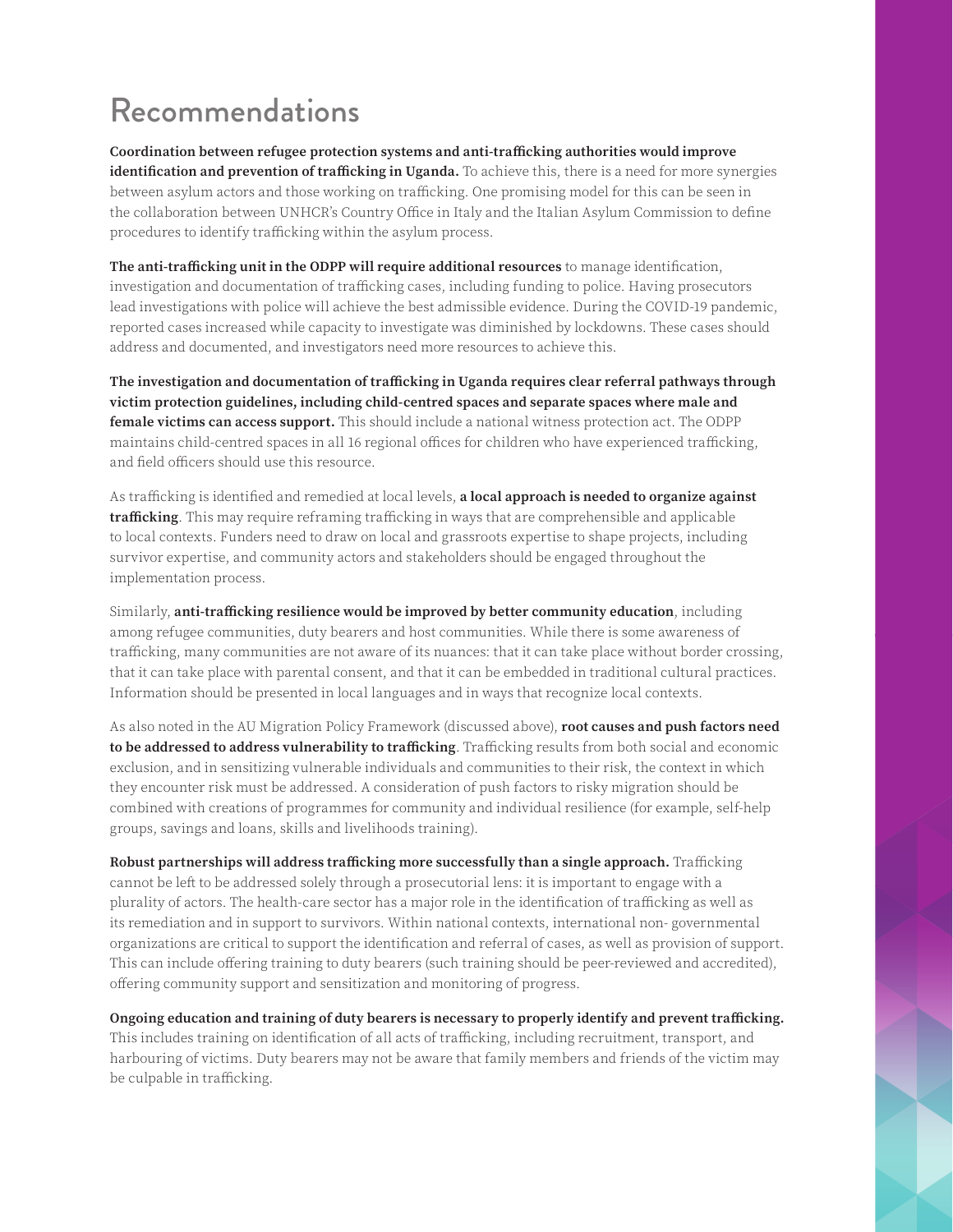# Recommendations

**Coordination between refugee protection systems and anti-trafficking authorities would improve identification and prevention of trafficking in Uganda.** To achieve this, there is a need for more synergies between asylum actors and those working on trafficking. One promising model for this can be seen in the collaboration between UNHCR's Country Office in Italy and the Italian Asylum Commission to define procedures to identify trafficking within the asylum process.

**The anti-trafficking unit in the ODPP will require additional resources** to manage identification, investigation and documentation of trafficking cases, including funding to police. Having prosecutors lead investigations with police will achieve the best admissible evidence. During the COVID-19 pandemic, reported cases increased while capacity to investigate was diminished by lockdowns. These cases should address and documented, and investigators need more resources to achieve this.

**The investigation and documentation of trafficking in Uganda requires clear referral pathways through victim protection guidelines, including child-centred spaces and separate spaces where male and female victims can access support.** This should include a national witness protection act. The ODPP maintains child-centred spaces in all 16 regional offices for children who have experienced trafficking, and field officers should use this resource.

As trafficking is identified and remedied at local levels, **a local approach is needed to organize against trafficking**. This may require reframing trafficking in ways that are comprehensible and applicable to local contexts. Funders need to draw on local and grassroots expertise to shape projects, including survivor expertise, and community actors and stakeholders should be engaged throughout the implementation process.

Similarly, **anti-trafficking resilience would be improved by better community education**, including among refugee communities, duty bearers and host communities. While there is some awareness of trafficking, many communities are not aware of its nuances: that it can take place without border crossing, that it can take place with parental consent, and that it can be embedded in traditional cultural practices. Information should be presented in local languages and in ways that recognize local contexts.

As also noted in the AU Migration Policy Framework (discussed above), **root causes and push factors need to be addressed to address vulnerability to trafficking**. Trafficking results from both social and economic exclusion, and in sensitizing vulnerable individuals and communities to their risk, the context in which they encounter risk must be addressed. A consideration of push factors to risky migration should be combined with creations of programmes for community and individual resilience (for example, self-help groups, savings and loans, skills and livelihoods training).

**Robust partnerships will address trafficking more successfully than a single approach.** Trafficking cannot be left to be addressed solely through a prosecutorial lens: it is important to engage with a plurality of actors. The health-care sector has a major role in the identification of trafficking as well as its remediation and in support to survivors. Within national contexts, international non- governmental organizations are critical to support the identification and referral of cases, as well as provision of support. This can include offering training to duty bearers (such training should be peer-reviewed and accredited), offering community support and sensitization and monitoring of progress.

**Ongoing education and training of duty bearers is necessary to properly identify and prevent trafficking.** This includes training on identification of all acts of trafficking, including recruitment, transport, and harbouring of victims. Duty bearers may not be aware that family members and friends of the victim may be culpable in trafficking.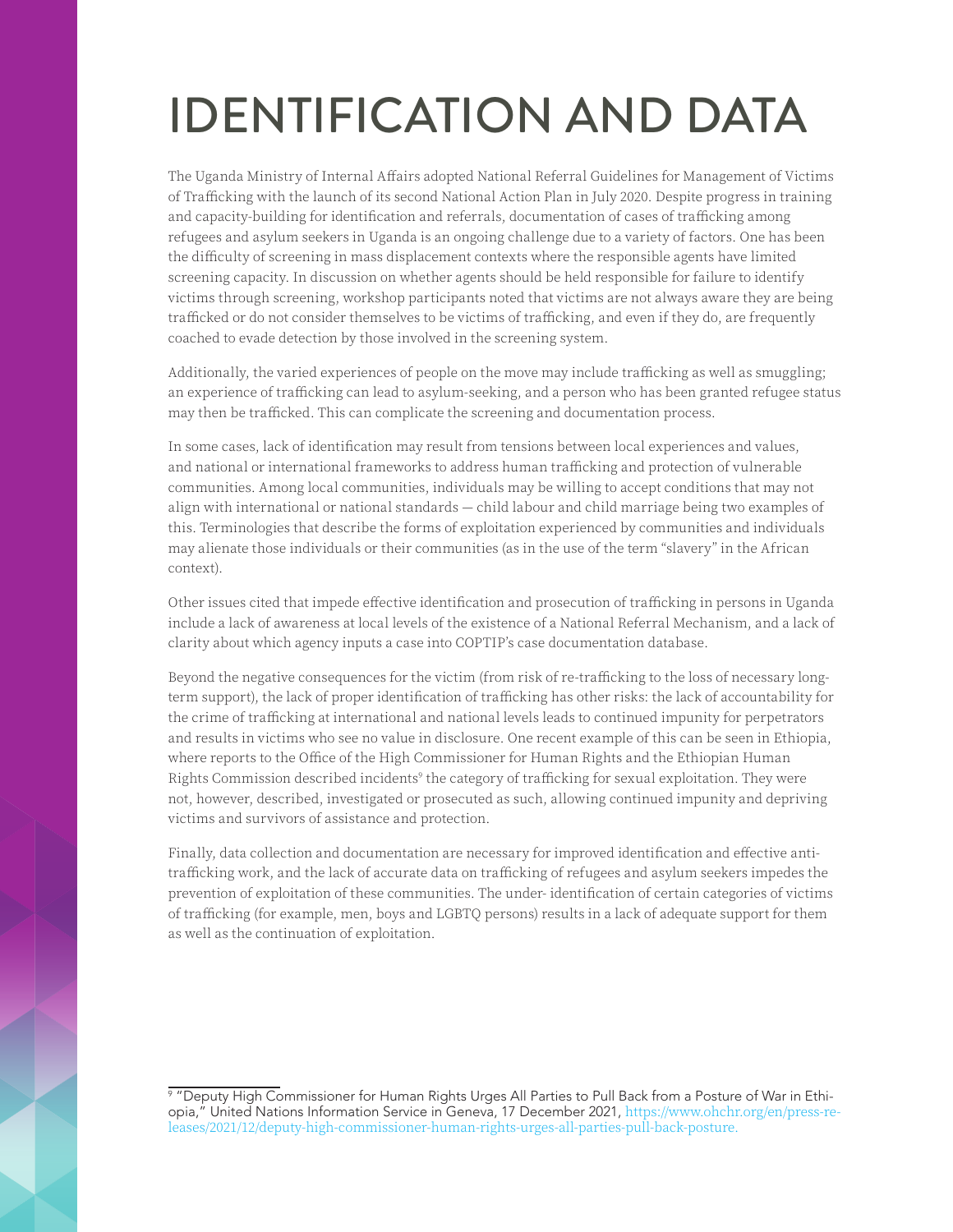# IDENTIFICATION AND DATA

The Uganda Ministry of Internal Affairs adopted National Referral Guidelines for Management of Victims of Trafficking with the launch of its second National Action Plan in July 2020. Despite progress in training and capacity-building for identification and referrals, documentation of cases of trafficking among refugees and asylum seekers in Uganda is an ongoing challenge due to a variety of factors. One has been the difficulty of screening in mass displacement contexts where the responsible agents have limited screening capacity. In discussion on whether agents should be held responsible for failure to identify victims through screening, workshop participants noted that victims are not always aware they are being trafficked or do not consider themselves to be victims of trafficking, and even if they do, are frequently coached to evade detection by those involved in the screening system.

Additionally, the varied experiences of people on the move may include trafficking as well as smuggling; an experience of trafficking can lead to asylum-seeking, and a person who has been granted refugee status may then be trafficked. This can complicate the screening and documentation process.

In some cases, lack of identification may result from tensions between local experiences and values, and national or international frameworks to address human trafficking and protection of vulnerable communities. Among local communities, individuals may be willing to accept conditions that may not align with international or national standards — child labour and child marriage being two examples of this. Terminologies that describe the forms of exploitation experienced by communities and individuals may alienate those individuals or their communities (as in the use of the term "slavery" in the African context).

Other issues cited that impede effective identification and prosecution of trafficking in persons in Uganda include a lack of awareness at local levels of the existence of a National Referral Mechanism, and a lack of clarity about which agency inputs a case into COPTIP's case documentation database.

Beyond the negative consequences for the victim (from risk of re-trafficking to the loss of necessary long-term support), the lack of proper identification of trafficking has other risks: the lack of accountability for the crime of trafficking at international and national levels leads to continued impunity for perpetrators and results in victims who see no value in disclosure. One recent example of this can be seen in Ethiopia, where reports to the Office of the High Commissioner for Human Rights and the Ethiopian Human Rights Commission described incidents[9] the category of trafficking for sexual exploitation. They were not, however, described, investigated or prosecuted as such, allowing continued impunity and depriving victims and survivors of assistance and protection.

Finally, data collection and documentation are necessary for improved identification and effective anti-trafficking work, and the lack of accurate data on trafficking of refugees and asylum seekers impedes the prevention of exploitation of these communities. The under- identification of certain categories of victims of trafficking (for example, men, boys and LGBTQ persons) results in a lack of adequate support for them as well as the continuation of exploitation.

---

[9] "Deputy High Commissioner for Human Rights Urges All Parties to Pull Back from a Posture of War in Ethiopia," United Nations Information Service in Geneva, 17 December 2021, https://www.ohchr.org/en/press-releases/2021/12/deputy-high-commissioner-human-rights-urges-all-parties-pull-back-posture.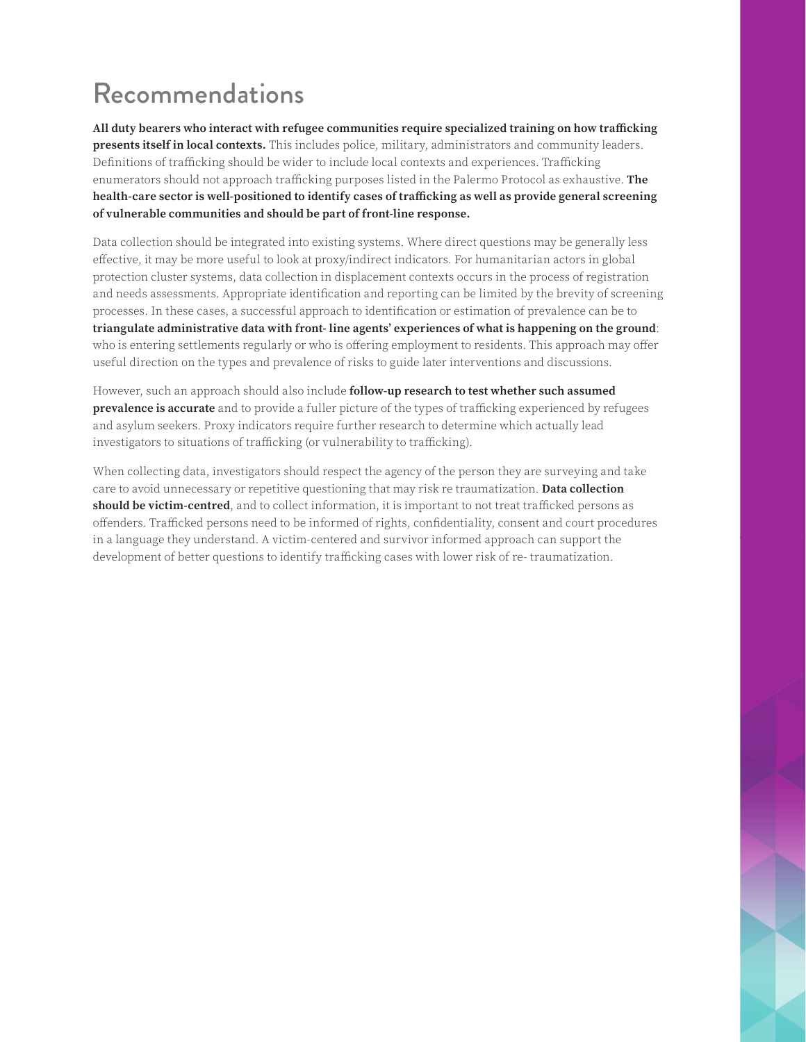# Recommendations

**All duty bearers who interact with refugee communities require specialized training on how trafficking presents itself in local contexts.** This includes police, military, administrators and community leaders. Definitions of trafficking should be wider to include local contexts and experiences. Trafficking enumerators should not approach trafficking purposes listed in the Palermo Protocol as exhaustive. **The health-care sector is well-positioned to identify cases of trafficking as well as provide general screening of vulnerable communities and should be part of front-line response.**

Data collection should be integrated into existing systems. Where direct questions may be generally less effective, it may be more useful to look at proxy/indirect indicators. For humanitarian actors in global protection cluster systems, data collection in displacement contexts occurs in the process of registration and needs assessments. Appropriate identification and reporting can be limited by the brevity of screening processes. In these cases, a successful approach to identification or estimation of prevalence can be to **triangulate administrative data with front- line agents' experiences of what is happening on the ground**: who is entering settlements regularly or who is offering employment to residents. This approach may offer useful direction on the types and prevalence of risks to guide later interventions and discussions.

However, such an approach should also include **follow-up research to test whether such assumed prevalence is accurate** and to provide a fuller picture of the types of trafficking experienced by refugees and asylum seekers. Proxy indicators require further research to determine which actually lead investigators to situations of trafficking (or vulnerability to trafficking).

When collecting data, investigators should respect the agency of the person they are surveying and take care to avoid unnecessary or repetitive questioning that may risk re traumatization. **Data collection should be victim-centred**, and to collect information, it is important to not treat trafficked persons as offenders. Trafficked persons need to be informed of rights, confidentiality, consent and court procedures in a language they understand. A victim-centered and survivor informed approach can support the development of better questions to identify trafficking cases with lower risk of re- traumatization.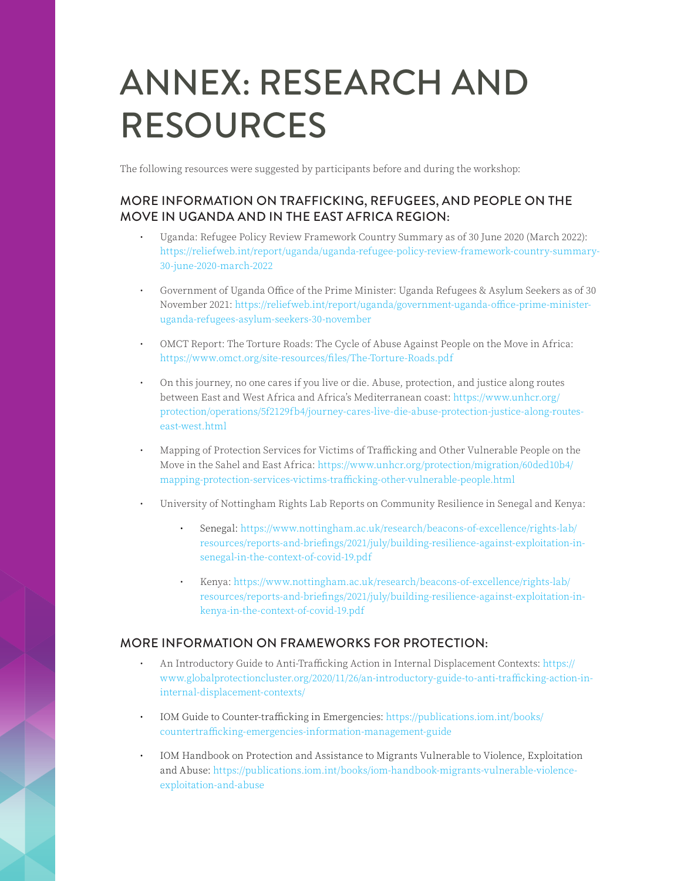# ANNEX: RESEARCH AND RESOURCES

The following resources were suggested by participants before and during the workshop:

## MORE INFORMATION ON TRAFFICKING, REFUGEES, AND PEOPLE ON THE MOVE IN UGANDA AND IN THE EAST AFRICA REGION:

- Uganda: Refugee Policy Review Framework Country Summary as of 30 June 2020 (March 2022): https://reliefweb.int/report/uganda/uganda-refugee-policy-review-framework-country-summary-30-june-2020-march-2022
- Government of Uganda Office of the Prime Minister: Uganda Refugees & Asylum Seekers as of 30 November 2021: https://reliefweb.int/report/uganda/government-uganda-office-prime-minister-uganda-refugees-asylum-seekers-30-november
- OMCT Report: The Torture Roads: The Cycle of Abuse Against People on the Move in Africa: https://www.omct.org/site-resources/files/The-Torture-Roads.pdf
- On this journey, no one cares if you live or die. Abuse, protection, and justice along routes between East and West Africa and Africa's Mediterranean coast: https://www.unhcr.org/protection/operations/5f2129fb4/journey-cares-live-die-abuse-protection-justice-along-routes-east-west.html
- Mapping of Protection Services for Victims of Trafficking and Other Vulnerable People on the Move in the Sahel and East Africa: https://www.unhcr.org/protection/migration/60ded10b4/mapping-protection-services-victims-trafficking-other-vulnerable-people.html
- University of Nottingham Rights Lab Reports on Community Resilience in Senegal and Kenya:
  - Senegal: https://www.nottingham.ac.uk/research/beacons-of-excellence/rights-lab/resources/reports-and-briefings/2021/july/building-resilience-against-exploitation-in-senegal-in-the-context-of-covid-19.pdf
  - Kenya: https://www.nottingham.ac.uk/research/beacons-of-excellence/rights-lab/resources/reports-and-briefings/2021/july/building-resilience-against-exploitation-in-kenya-in-the-context-of-covid-19.pdf

## MORE INFORMATION ON FRAMEWORKS FOR PROTECTION:

- An Introductory Guide to Anti-Trafficking Action in Internal Displacement Contexts: https://www.globalprotectioncluster.org/2020/11/26/an-introductory-guide-to-anti-trafficking-action-in-internal-displacement-contexts/
- IOM Guide to Counter-trafficking in Emergencies: https://publications.iom.int/books/countertrafficking-emergencies-information-management-guide
- IOM Handbook on Protection and Assistance to Migrants Vulnerable to Violence, Exploitation and Abuse: https://publications.iom.int/books/iom-handbook-migrants-vulnerable-violence-exploitation-and-abuse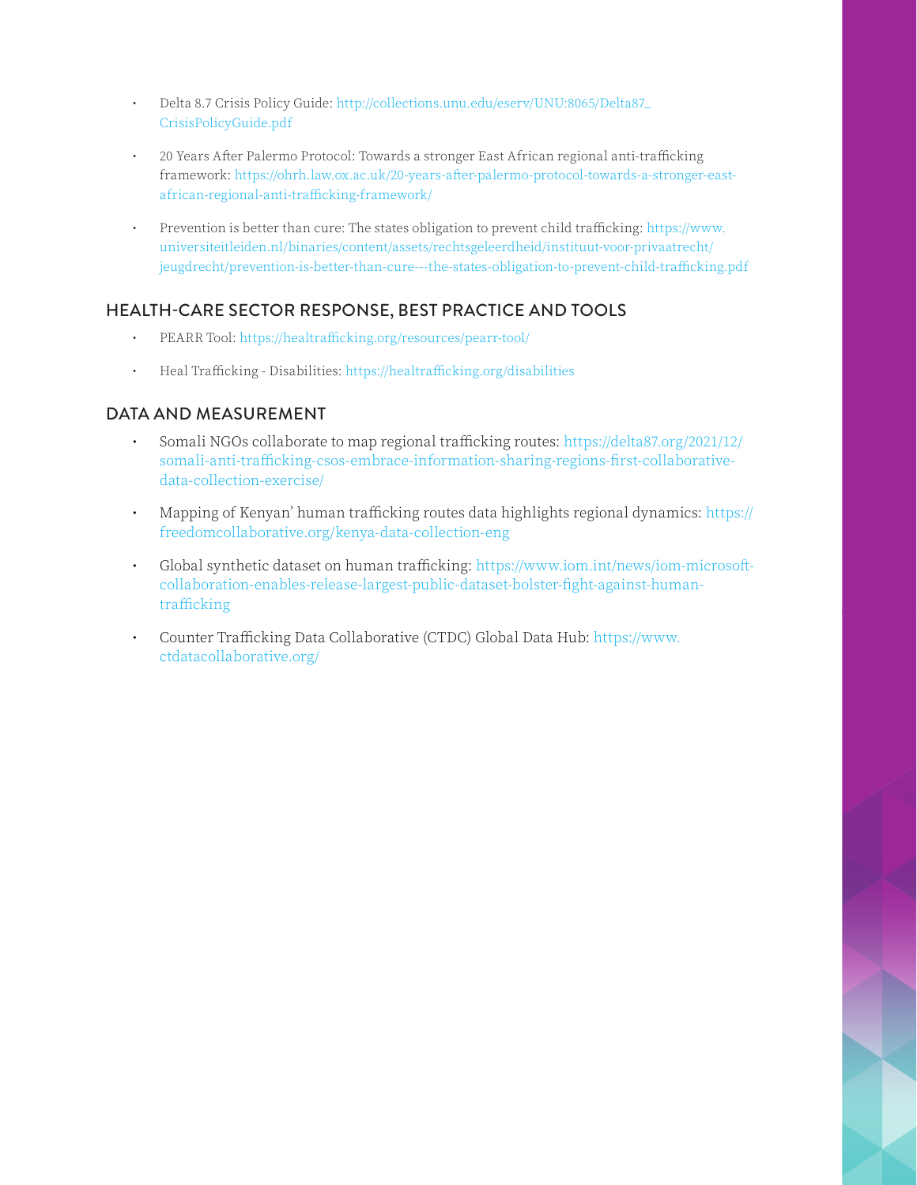- Delta 8.7 Crisis Policy Guide: http://collections.unu.edu/eserv/UNU:8065/Delta87_CrisisPolicyGuide.pdf
- 20 Years After Palermo Protocol: Towards a stronger East African regional anti-trafficking framework: https://ohrh.law.ox.ac.uk/20-years-after-palermo-protocol-towards-a-stronger-east-african-regional-anti-trafficking-framework/
- Prevention is better than cure: The states obligation to prevent child trafficking: https://www.universiteitleiden.nl/binaries/content/assets/rechtsgeleerdheid/instituut-voor-privaatrecht/jeugdrecht/prevention-is-better-than-cure---the-states-obligation-to-prevent-child-trafficking.pdf

## HEALTH-CARE SECTOR RESPONSE, BEST PRACTICE AND TOOLS

- PEARR Tool: https://healtrafficking.org/resources/pearr-tool/
- Heal Trafficking - Disabilities: https://healtrafficking.org/disabilities

## DATA AND MEASUREMENT

- Somali NGOs collaborate to map regional trafficking routes: https://delta87.org/2021/12/somali-anti-trafficking-csos-embrace-information-sharing-regions-first-collaborative-data-collection-exercise/
- Mapping of Kenyan' human trafficking routes data highlights regional dynamics: https://freedomcollaborative.org/kenya-data-collection-eng
- Global synthetic dataset on human trafficking: https://www.iom.int/news/iom-microsoft-collaboration-enables-release-largest-public-dataset-bolster-fight-against-human-trafficking
- Counter Trafficking Data Collaborative (CTDC) Global Data Hub: https://www.ctdatacollaborative.org/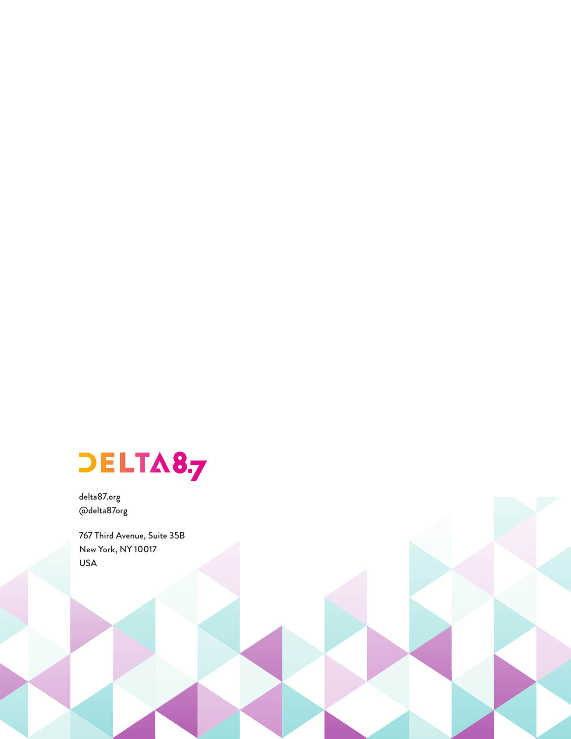DELTA8.7

delta87.org
@delta87org

767 Third Avenue, Suite 35B
New York, NY 10017
USA